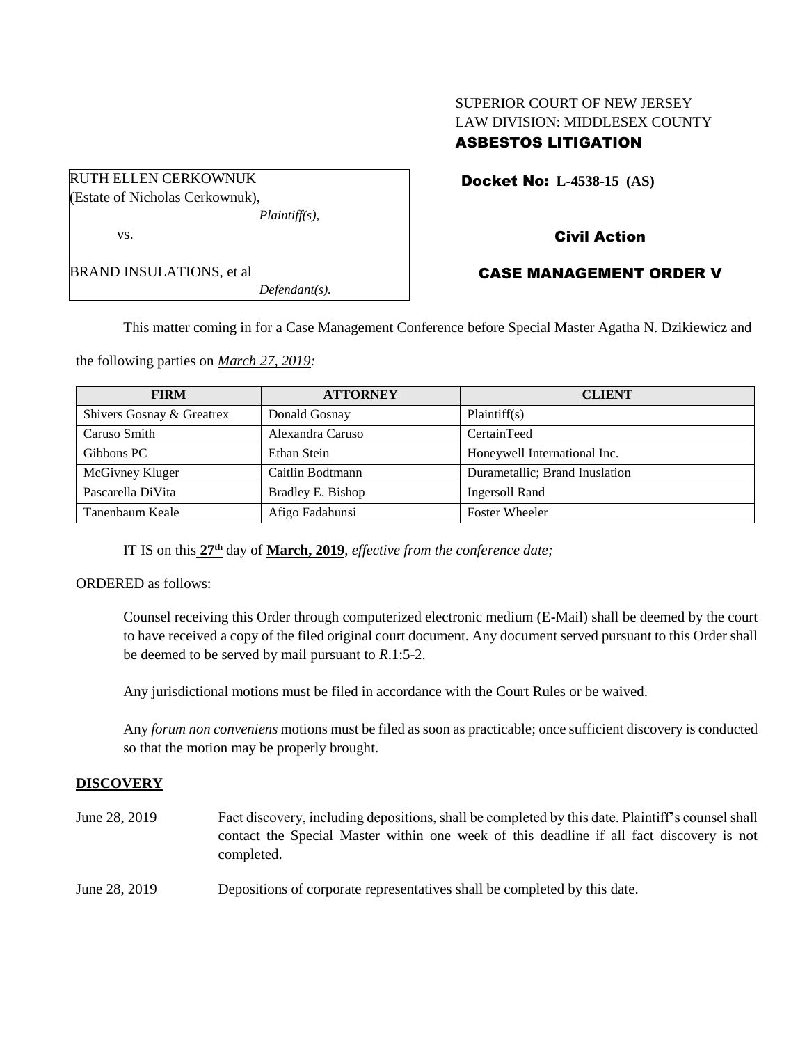SUPERIOR COURT OF NEW JERSEY
LAW DIVISION: MIDDLESEX COUNTY
**ASBESTOS LITIGATION**

RUTH ELLEN CERKOWNUK
(Estate of Nicholas Cerkownuk),
*Plaintiff(s),*

vs.

BRAND INSULATIONS, et al
*Defendant(s).*

**Docket No: L-4538-15 (AS)**

**Civil Action**

**CASE MANAGEMENT ORDER V**

This matter coming in for a Case Management Conference before Special Master Agatha N. Dzikiewicz and the following parties on *March 27, 2019:*

| FIRM | ATTORNEY | CLIENT |
|---|---|---|
| Shivers Gosnay & Greatrex | Donald Gosnay | Plaintiff(s) |
| Caruso Smith | Alexandra Caruso | CertainTeed |
| Gibbons PC | Ethan Stein | Honeywell International Inc. |
| McGivney Kluger | Caitlin Bodtmann | Durametallic; Brand Inuslation |
| Pascarella DiVita | Bradley E. Bishop | Ingersoll Rand |
| Tanenbaum Keale | Afigo Fadahunsi | Foster Wheeler |

IT IS on this **27th** day of **March, 2019**, *effective from the conference date;*

ORDERED as follows:

Counsel receiving this Order through computerized electronic medium (E-Mail) shall be deemed by the court to have received a copy of the filed original court document. Any document served pursuant to this Order shall be deemed to be served by mail pursuant to *R*.1:5-2.

Any jurisdictional motions must be filed in accordance with the Court Rules or be waived.

Any *forum non conveniens* motions must be filed as soon as practicable; once sufficient discovery is conducted so that the motion may be properly brought.

**DISCOVERY**

June 28, 2019 Fact discovery, including depositions, shall be completed by this date. Plaintiff's counsel shall contact the Special Master within one week of this deadline if all fact discovery is not completed.

June 28, 2019 Depositions of corporate representatives shall be completed by this date.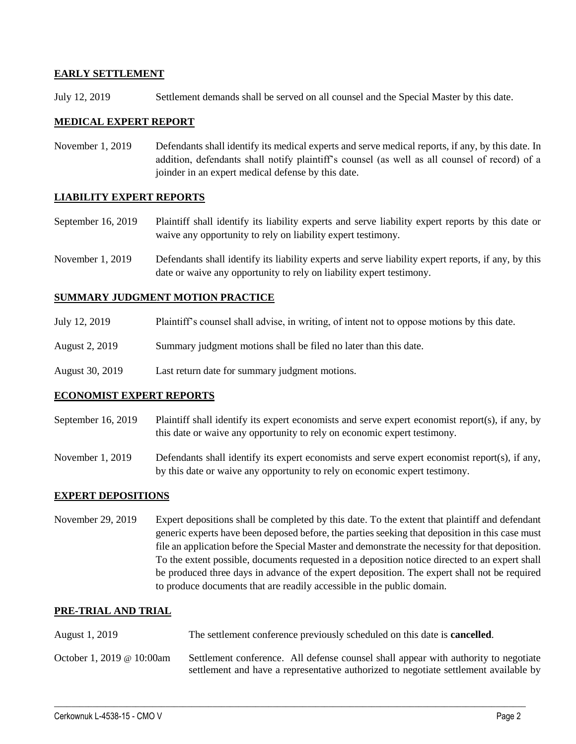**EARLY SETTLEMENT**

July 12, 2019 Settlement demands shall be served on all counsel and the Special Master by this date.

**MEDICAL EXPERT REPORT**

November 1, 2019 Defendants shall identify its medical experts and serve medical reports, if any, by this date. In addition, defendants shall notify plaintiff's counsel (as well as all counsel of record) of a joinder in an expert medical defense by this date.

**LIABILITY EXPERT REPORTS**

September 16, 2019 Plaintiff shall identify its liability experts and serve liability expert reports by this date or waive any opportunity to rely on liability expert testimony.

November 1, 2019 Defendants shall identify its liability experts and serve liability expert reports, if any, by this date or waive any opportunity to rely on liability expert testimony.

**SUMMARY JUDGMENT MOTION PRACTICE**

July 12, 2019 Plaintiff's counsel shall advise, in writing, of intent not to oppose motions by this date.

August 2, 2019 Summary judgment motions shall be filed no later than this date.

August 30, 2019 Last return date for summary judgment motions.

**ECONOMIST EXPERT REPORTS**

September 16, 2019 Plaintiff shall identify its expert economists and serve expert economist report(s), if any, by this date or waive any opportunity to rely on economic expert testimony.

November 1, 2019 Defendants shall identify its expert economists and serve expert economist report(s), if any, by this date or waive any opportunity to rely on economic expert testimony.

**EXPERT DEPOSITIONS**

November 29, 2019 Expert depositions shall be completed by this date. To the extent that plaintiff and defendant generic experts have been deposed before, the parties seeking that deposition in this case must file an application before the Special Master and demonstrate the necessity for that deposition. To the extent possible, documents requested in a deposition notice directed to an expert shall be produced three days in advance of the expert deposition. The expert shall not be required to produce documents that are readily accessible in the public domain.

**PRE-TRIAL AND TRIAL**

August 1, 2019 The settlement conference previously scheduled on this date is **cancelled**.

October 1, 2019 @ 10:00am Settlement conference. All defense counsel shall appear with authority to negotiate settlement and have a representative authorized to negotiate settlement available by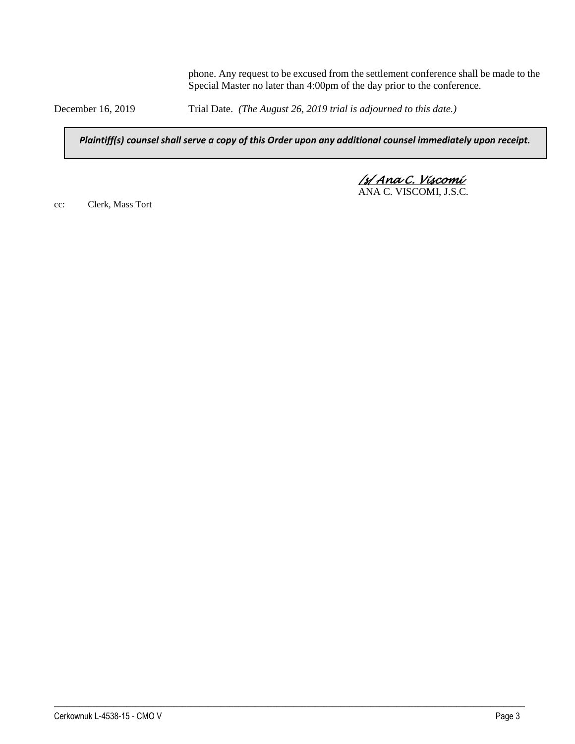phone. Any request to be excused from the settlement conference shall be made to the Special Master no later than 4:00pm of the day prior to the conference.

| | |
|---|---|
| December 16, 2019 | Trial Date. *(The August 26, 2019 trial is adjourned to this date.)* |

***Plaintiff(s) counsel shall serve a copy of this Order upon any additional counsel immediately upon receipt.***

*/s/ Ana C. Viscomi*
ANA C. VISCOMI, J.S.C.

cc: Clerk, Mass Tort